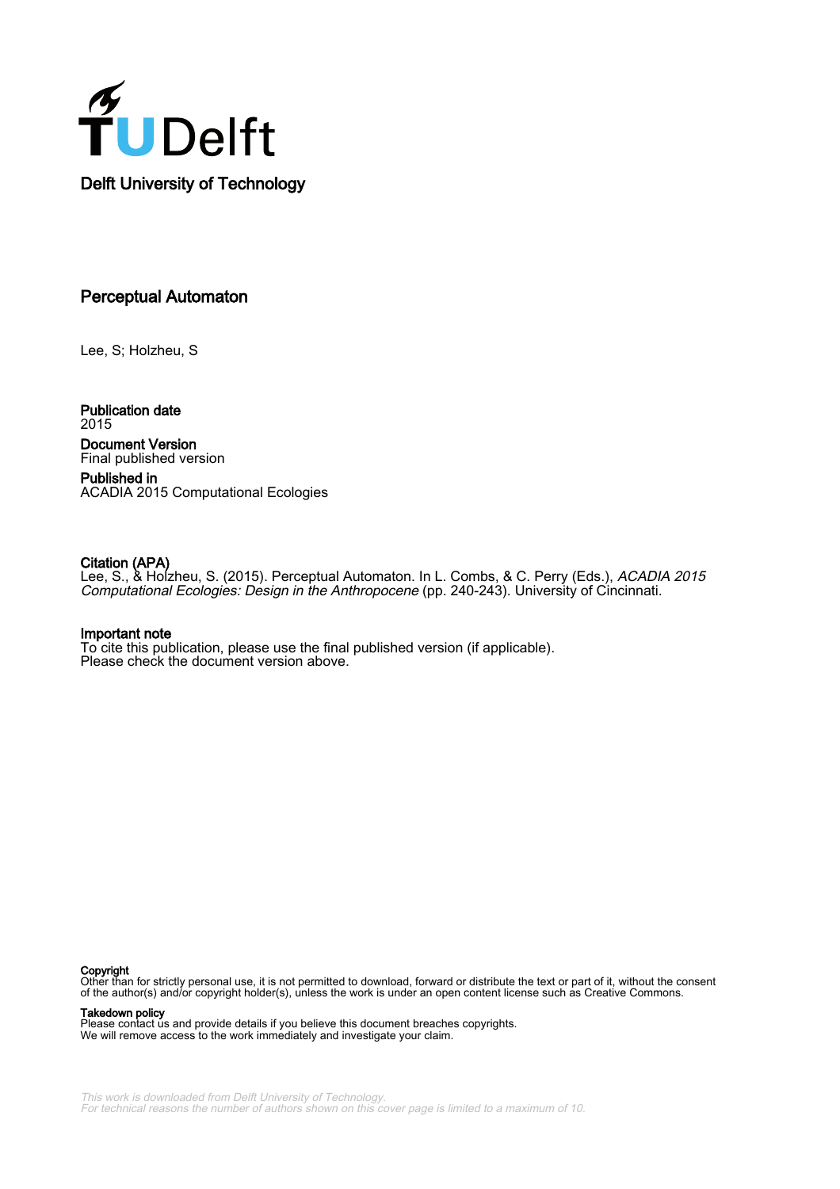Delft University of Technology

# Perceptual Automaton

Lee, S; Holzheu, S

**Publication date**
2015

**Document Version**
Final published version

**Published in**
ACADIA 2015 Computational Ecologies

**Citation (APA)**
Lee, S., & Holzheu, S. (2015). Perceptual Automaton. In L. Combs, & C. Perry (Eds.), *ACADIA 2015 Computational Ecologies: Design in the Anthropocene* (pp. 240-243). University of Cincinnati.

**Important note**
To cite this publication, please use the final published version (if applicable).
Please check the document version above.

**Copyright**
Other than for strictly personal use, it is not permitted to download, forward or distribute the text or part of it, without the consent of the author(s) and/or copyright holder(s), unless the work is under an open content license such as Creative Commons.

**Takedown policy**
Please contact us and provide details if you believe this document breaches copyrights.
We will remove access to the work immediately and investigate your claim.

*This work is downloaded from Delft University of Technology.*
*For technical reasons the number of authors shown on this cover page is limited to a maximum of 10.*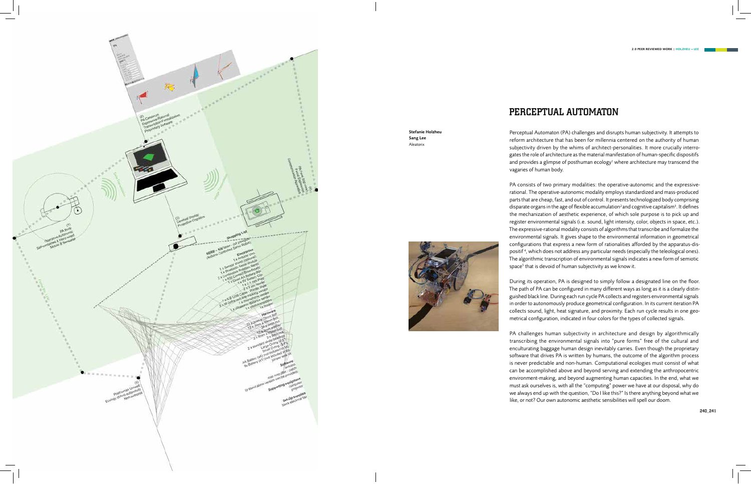# PERCEPTUAL AUTOMATON

**Stefanie Holzheu**
**Sang Lee**
Aleatorix

Perceptual Automaton (PA) challenges and disrupts human subjectivity. It attempts to reform architecture that has been for millennia centered on the authority of human subjectivity driven by the whims of architect-personalities. It more crucially interrogates the role of architecture as the material manifestation of human-specific dispositifs and provides a glimpse of posthuman ecology[1] where architecture may transcend the vagaries of human body.

PA consists of two primary modalities: the operative-autonomic and the expressive-rational. The operative-autonomic modality employs standardized and mass-produced parts that are cheap, fast, and out of control. It presents technologized body comprising disparate organs in the age of flexible accumulation[2] and cognitive capitalism[3]. It defines the mechanization of aesthetic experience, of which sole purpose is to pick up and register environmental signals (i.e. sound, light intensity, color, objects in space, etc.). The expressive-rational modality consists of algorithms that transcribe and formalize the environmental signals. It gives shape to the environmental information in geometrical configurations that express a new form of rationalities afforded by the apparatus-dispositif[4], which does not address any particular needs (especially the teleological ones). The algorithmic transcription of environmental signals indicates a new form of semiotic space[5] that is devoid of human subjectivity as we know it.

During its operation, PA is designed to simply follow a designated line on the floor. The path of PA can be configured in many different ways as long as it is a clearly distinguished black line. During each run cycle PA collects and registers environmental signals in order to autonomously produce geometrical configuration. In its current iteration PA collects sound, light, heat signature, and proximity. Each run cycle results in one geometrical configuration, indicated in four colors for the types of collected signals.

PA challenges human subjectivity in architecture and design by algorithmically transcribing the environmental signals into "pure forms" free of the cultural and enculturating baggage human design inevitably carries. Even though the proprietary software that drives PA is written by humans, the outcome of the algorithm process is never predictable and non-human. Computational ecologies must consist of what can be accomplished above and beyond serving and extending the anthropocentric environment-making, and beyond augmenting human capacities. In the end, what we must ask ourselves is, with all the "computing" power we have at our disposal, why do we always end up with the question, "Do I like this?" Is there anything beyond what we like, or not? Our own autonomic aesthetic sensibilities will spell our doom.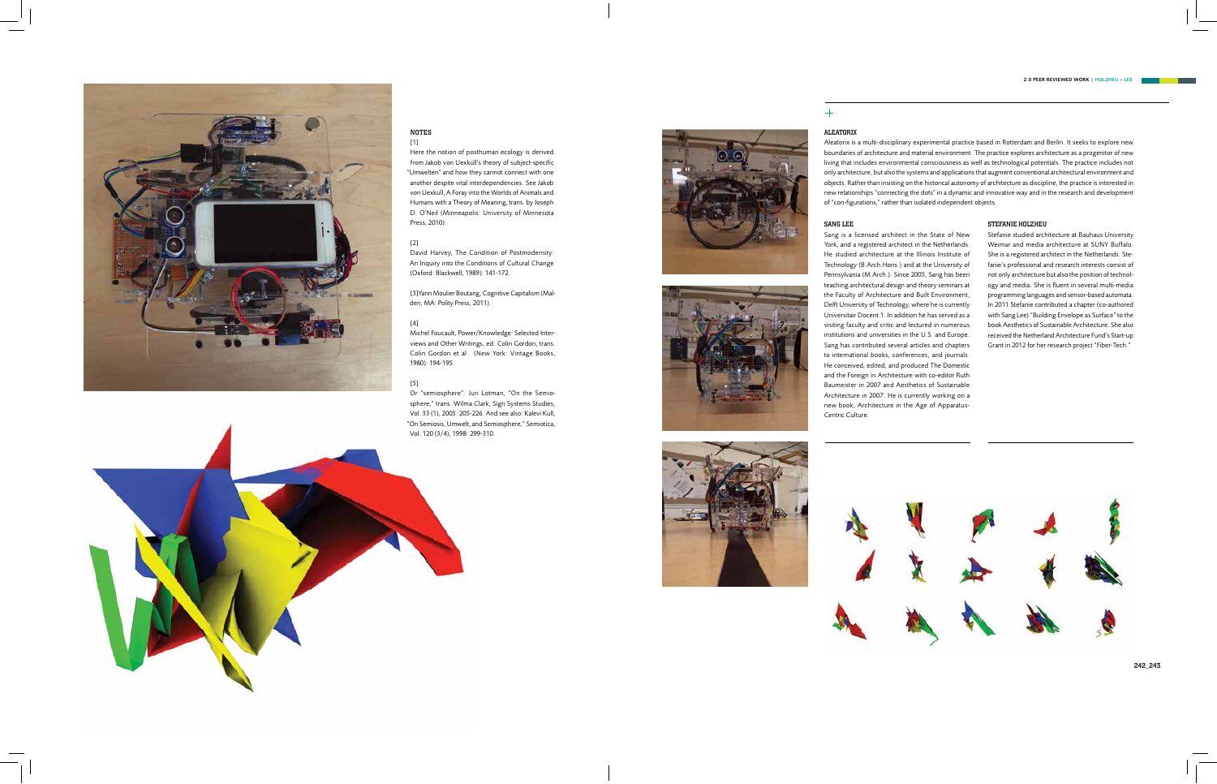## NOTES

[1]
Here the notion of posthuman ecology is derived from Jakob von Uexküll's theory of subject-specific "Umwelten" and how they cannot connect with one another despite vital interdependencies. See Jakob von Uexküll, A Foray into the Worlds of Animals and Humans with a Theory of Meaning, trans. by Joseph D. O'Neil (Minneapolis: University of Minnesota Press, 2010).

[2]
David Harvey, The Condition of Postmodernity: An Inquiry into the Conditions of Cultural Change (Oxford: Blackwell, 1989): 141-172.

[3]Yann Moulier Boutang, Cognitive Capitalism (Malden, MA: Polity Press, 2011).

[4]
Michel Foucault, Power/Knowledge: Selected Interviews and Other Writings, ed. Colin Gordon, trans. Colin Gordon et al. (New York: Vintage Books, 1980): 194-195.

[5]
Or "semiosphere". Juri Lotman, "On the Semiosphere," trans. Wilma Clark, Sign Systems Studies, Vol. 33 (1), 2005: 205-226. And see also: Kalevi Kull, "On Semiosis, Umwelt, and Semiosphere," Semiotica, Vol. 120 (3/4), 1998: 299-310.

+

## ALEATORIX

Aleatorix is a multi-disciplinary experimental practice based in Rotterdam and Berlin. It seeks to explore new boundaries of architecture and material environment. The practice explores architecture as a progenitor of new living that includes environmental consciousness as well as technological potentials. The practice includes not only architecture, but also the systems and applications that augment conventional architectural environment and objects. Rather than insisting on the historical autonomy of architecture as discipline, the practice is interested in new relationships "connecting the dots" in a dynamic and innovative way and in the research and development of "con-figurations," rather than isolated independent objects.

### SANG LEE

Sang is a licensed architect in the State of New York, and a registered architect in the Netherlands. He studied architecture at the Illinois Institute of Technology (B.Arch.Hons.) and at the University of Pennsylvania (M.Arch.). Since 2005, Sang has been teaching architectural design and theory seminars at the Faculty of Architecture and Built Environment, Delft University of Technology, where he is currently Universitair Docent 1. In addition he has served as a visiting faculty and critic and lectured in numerous institutions and universities in the U.S. and Europe. Sang has contributed several articles and chapters to international books, conferences, and journals. He conceived, edited, and produced The Domestic and the Foreign in Architecture with co-editor Ruth Baumeister in 2007 and Aesthetics of Sustainable Architecture in 2007. He is currently working on a new book, Architecture in the Age of Apparatus-Centric Culture.

### STEFANIE HOLZHEU

Stefanie studied architecture at Bauhaus University Weimar and media architecture at SUNY Buffalo. She is a registered architect in the Netherlands. Stefanie's professional and research interests consist of not only architecture but also the position of technology and media. She is fluent in several multi-media programming languages and sensor-based automata. In 2011 Stefanie contributed a chapter (co-authored with Sang Lee) "Building Envelope as Surface" to the book Aesthetics of Sustainable Architecture. She also received the Netherland Architecture Fund's Start-up Grant in 2012 for her research project "Fiber-Tech."